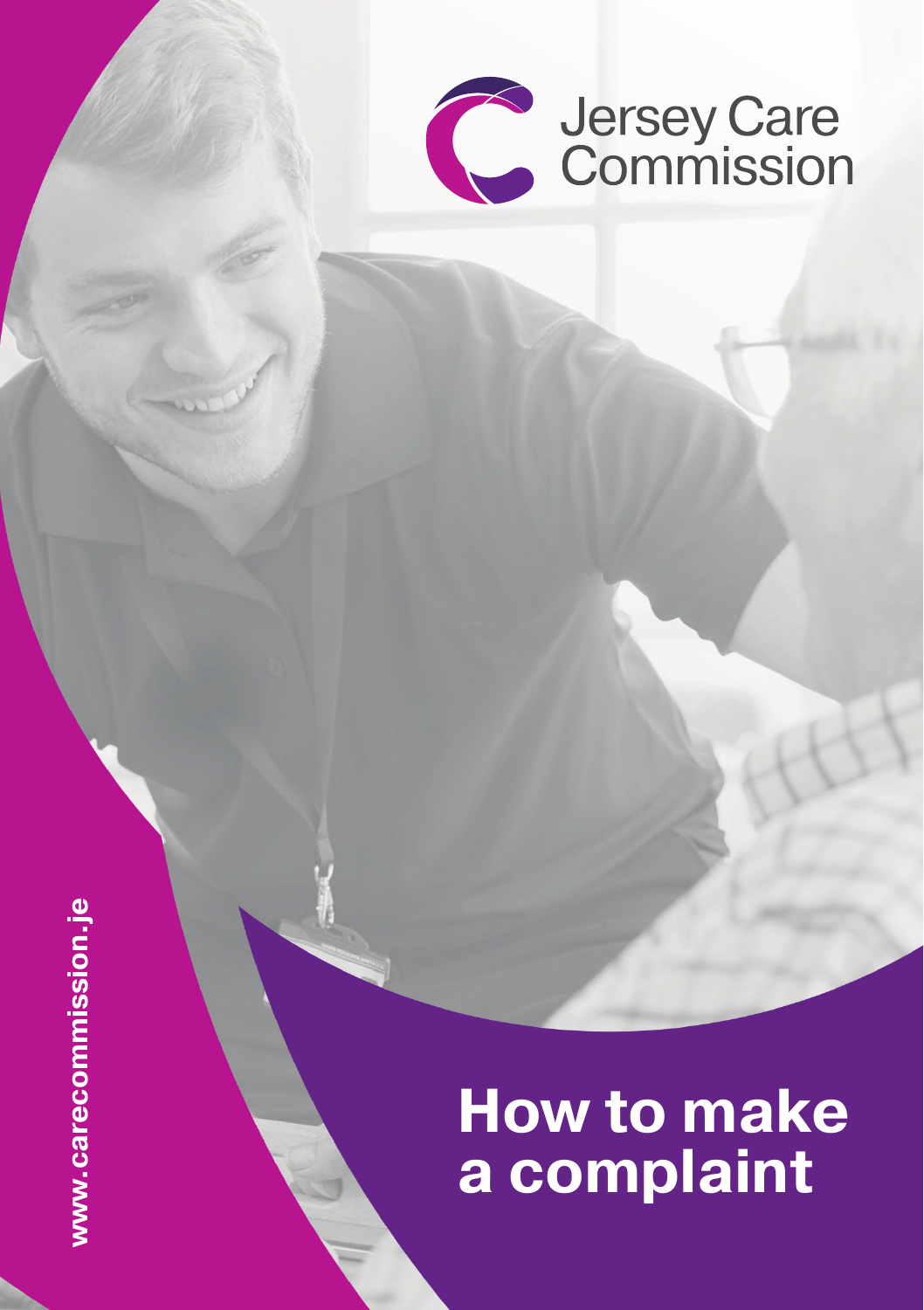Jersey Care Commission

# How to make a complaint

www.carecommission.je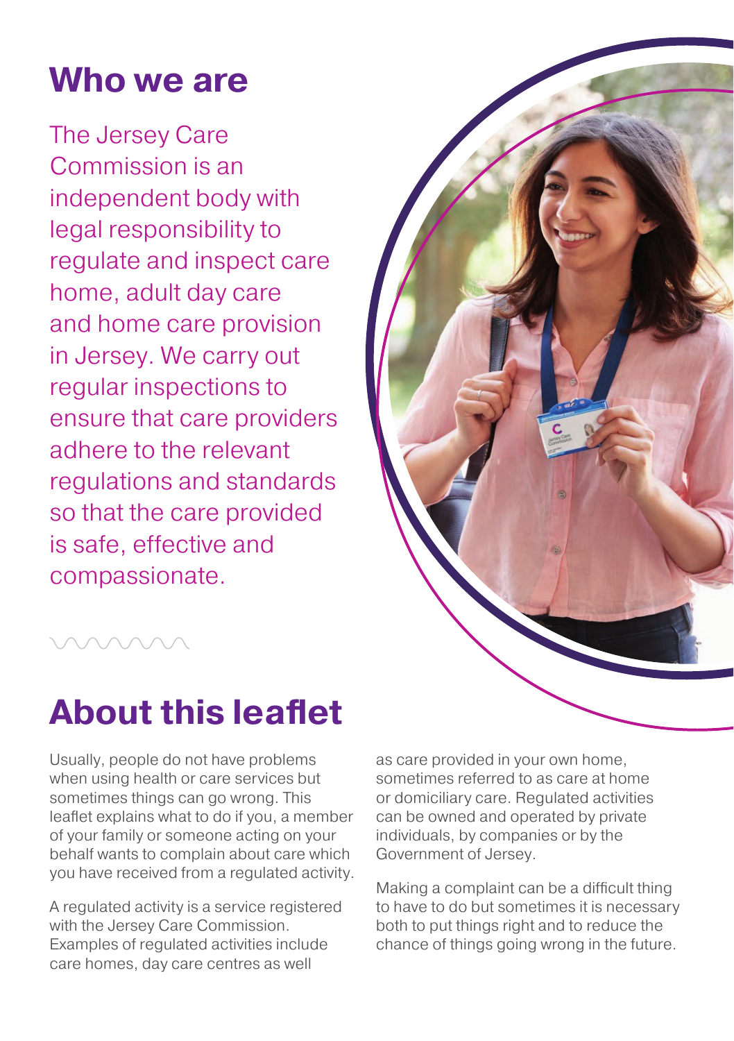## Who we are

The Jersey Care Commission is an independent body with legal responsibility to regulate and inspect care home, adult day care and home care provision in Jersey. We carry out regular inspections to ensure that care providers adhere to the relevant regulations and standards so that the care provided is safe, effective and compassionate.

## About this leaflet

Usually, people do not have problems when using health or care services but sometimes things can go wrong. This leaflet explains what to do if you, a member of your family or someone acting on your behalf wants to complain about care which you have received from a regulated activity.

A regulated activity is a service registered with the Jersey Care Commission. Examples of regulated activities include care homes, day care centres as well as care provided in your own home, sometimes referred to as care at home or domiciliary care. Regulated activities can be owned and operated by private individuals, by companies or by the Government of Jersey.

Making a complaint can be a difficult thing to have to do but sometimes it is necessary both to put things right and to reduce the chance of things going wrong in the future.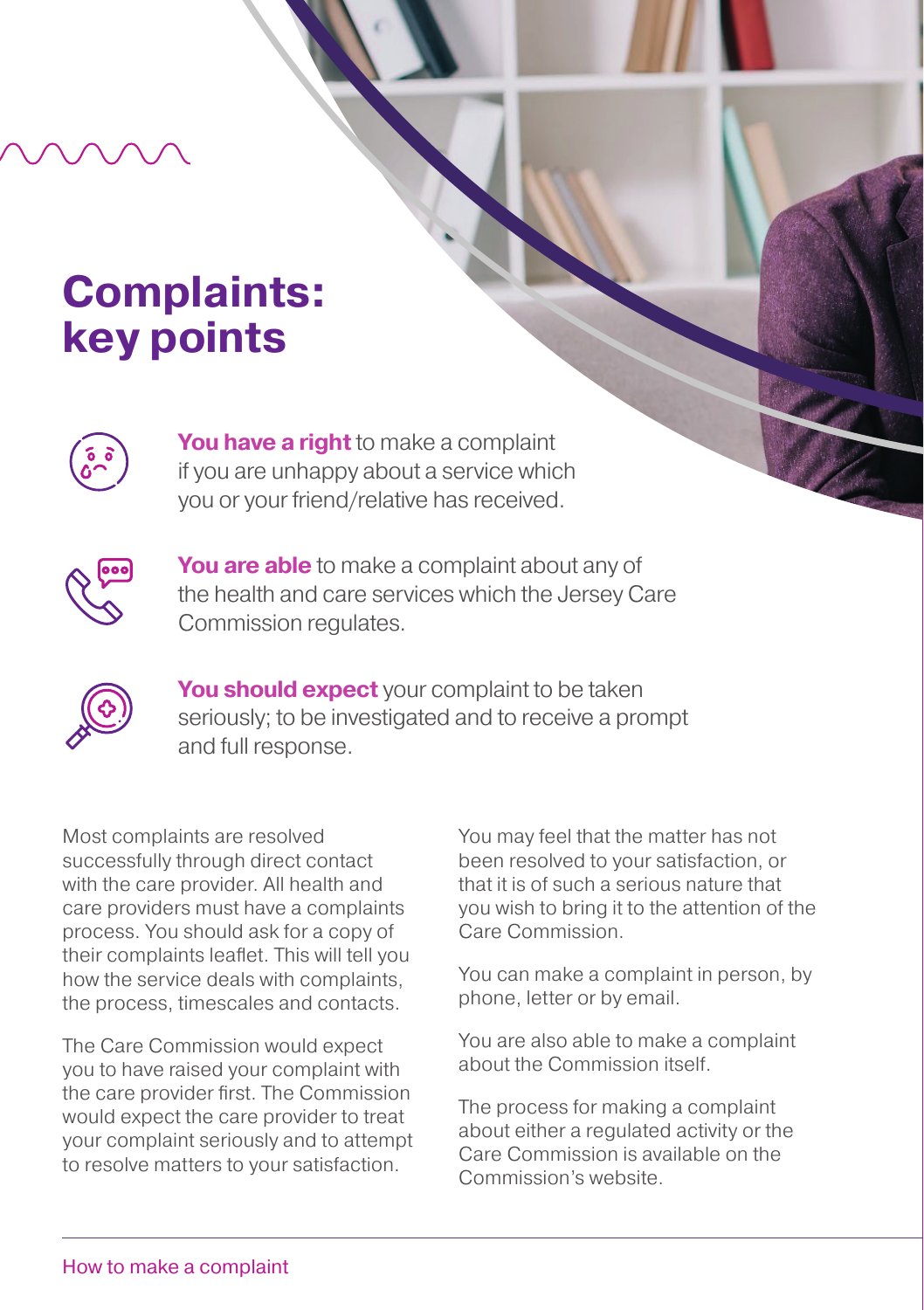# Complaints: key points

**You have a right** to make a complaint if you are unhappy about a service which you or your friend/relative has received.

**You are able** to make a complaint about any of the health and care services which the Jersey Care Commission regulates.

**You should expect** your complaint to be taken seriously; to be investigated and to receive a prompt and full response.

Most complaints are resolved successfully through direct contact with the care provider. All health and care providers must have a complaints process. You should ask for a copy of their complaints leaflet. This will tell you how the service deals with complaints, the process, timescales and contacts.

The Care Commission would expect you to have raised your complaint with the care provider first. The Commission would expect the care provider to treat your complaint seriously and to attempt to resolve matters to your satisfaction.

You may feel that the matter has not been resolved to your satisfaction, or that it is of such a serious nature that you wish to bring it to the attention of the Care Commission.

You can make a complaint in person, by phone, letter or by email.

You are also able to make a complaint about the Commission itself.

The process for making a complaint about either a regulated activity or the Care Commission is available on the Commission's website.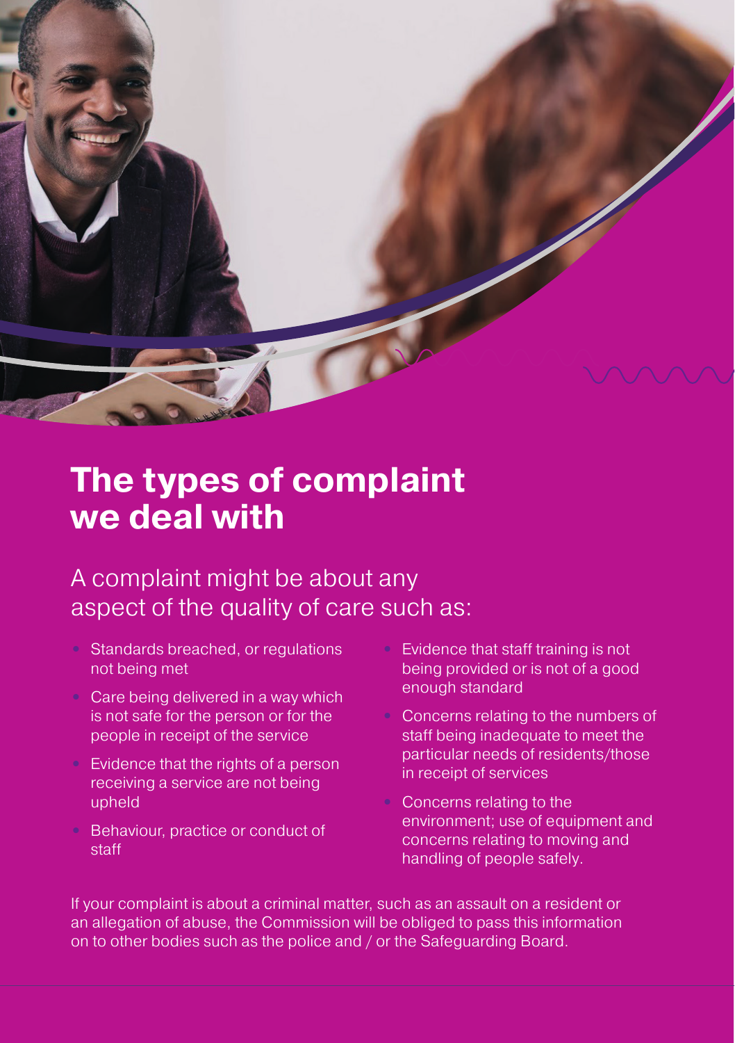# The types of complaint we deal with

## A complaint might be about any aspect of the quality of care such as:

- Standards breached, or regulations not being met
- Care being delivered in a way which is not safe for the person or for the people in receipt of the service
- Evidence that the rights of a person receiving a service are not being upheld
- Behaviour, practice or conduct of staff
- Evidence that staff training is not being provided or is not of a good enough standard
- Concerns relating to the numbers of staff being inadequate to meet the particular needs of residents/those in receipt of services
- Concerns relating to the environment; use of equipment and concerns relating to moving and handling of people safely.

If your complaint is about a criminal matter, such as an assault on a resident or an allegation of abuse, the Commission will be obliged to pass this information on to other bodies such as the police and / or the Safeguarding Board.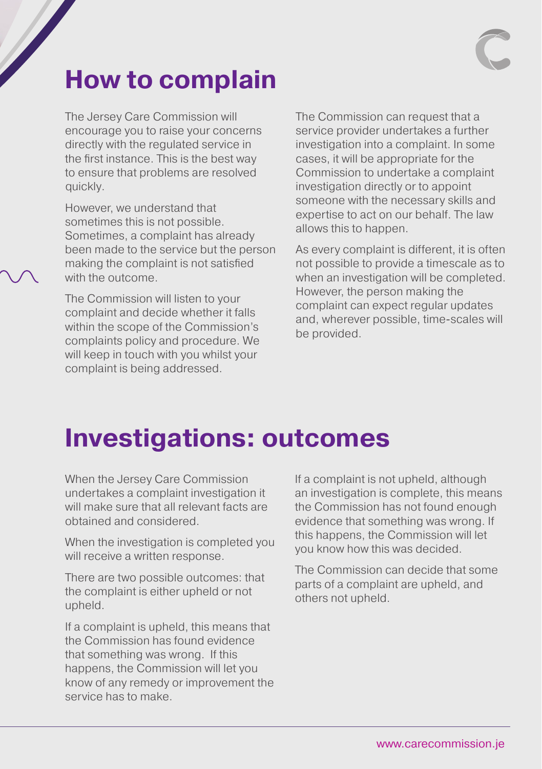# How to complain

The Jersey Care Commission will encourage you to raise your concerns directly with the regulated service in the first instance. This is the best way to ensure that problems are resolved quickly.

However, we understand that sometimes this is not possible. Sometimes, a complaint has already been made to the service but the person making the complaint is not satisfied with the outcome.

The Commission will listen to your complaint and decide whether it falls within the scope of the Commission's complaints policy and procedure. We will keep in touch with you whilst your complaint is being addressed.

The Commission can request that a service provider undertakes a further investigation into a complaint. In some cases, it will be appropriate for the Commission to undertake a complaint investigation directly or to appoint someone with the necessary skills and expertise to act on our behalf. The law allows this to happen.

As every complaint is different, it is often not possible to provide a timescale as to when an investigation will be completed. However, the person making the complaint can expect regular updates and, wherever possible, time-scales will be provided.

# Investigations: outcomes

When the Jersey Care Commission undertakes a complaint investigation it will make sure that all relevant facts are obtained and considered.

When the investigation is completed you will receive a written response.

There are two possible outcomes: that the complaint is either upheld or not upheld.

If a complaint is upheld, this means that the Commission has found evidence that something was wrong. If this happens, the Commission will let you know of any remedy or improvement the service has to make.

If a complaint is not upheld, although an investigation is complete, this means the Commission has not found enough evidence that something was wrong. If this happens, the Commission will let you know how this was decided.

The Commission can decide that some parts of a complaint are upheld, and others not upheld.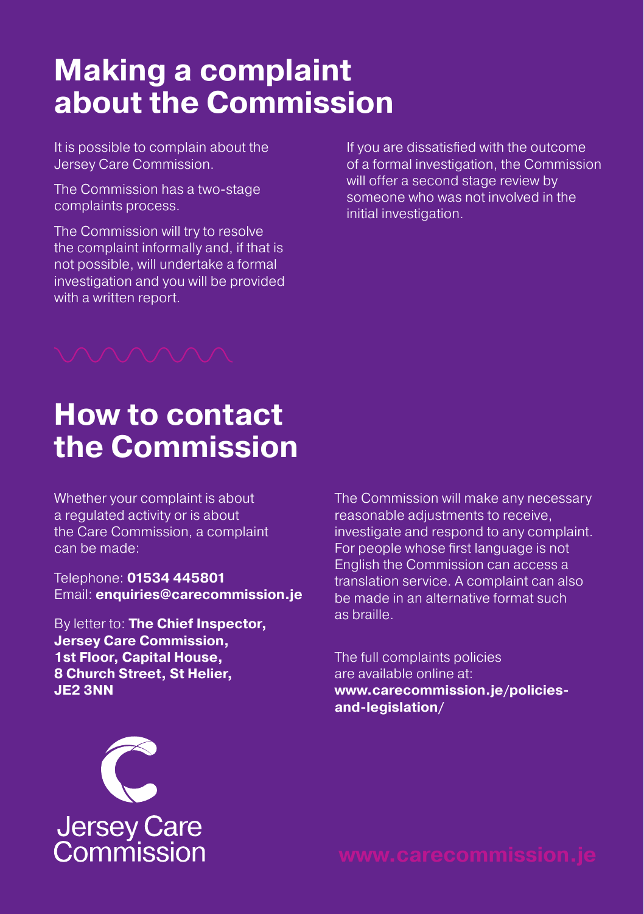# Making a complaint about the Commission

It is possible to complain about the Jersey Care Commission.

The Commission has a two-stage complaints process.

The Commission will try to resolve the complaint informally and, if that is not possible, will undertake a formal investigation and you will be provided with a written report.

If you are dissatisfied with the outcome of a formal investigation, the Commission will offer a second stage review by someone who was not involved in the initial investigation.

# How to contact the Commission

Whether your complaint is about a regulated activity or is about the Care Commission, a complaint can be made:

Telephone: **01534 445801**
Email: **enquiries@carecommission.je**

By letter to: **The Chief Inspector, Jersey Care Commission, 1st Floor, Capital House, 8 Church Street, St Helier, JE2 3NN**

The Commission will make any necessary reasonable adjustments to receive, investigate and respond to any complaint. For people whose first language is not English the Commission can access a translation service. A complaint can also be made in an alternative format such as braille.

The full complaints policies are available online at: **www.carecommission.je/policies-and-legislation/**

Jersey Care Commission

**www.carecommission.je**